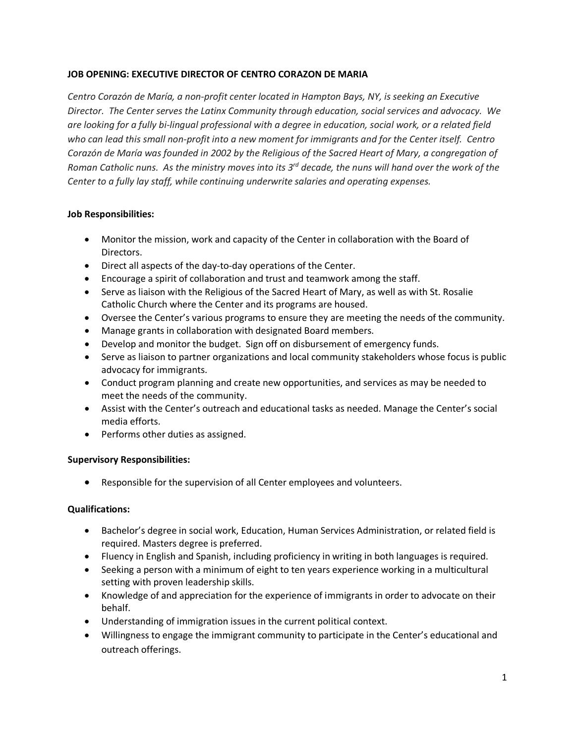**JOB OPENING: EXECUTIVE DIRECTOR OF CENTRO CORAZON DE MARIA**

*Centro Corazón de María, a non-profit center located in Hampton Bays, NY, is seeking an Executive Director. The Center serves the Latinx Community through education, social services and advocacy. We are looking for a fully bi-lingual professional with a degree in education, social work, or a related field who can lead this small non-profit into a new moment for immigrants and for the Center itself. Centro Corazón de María was founded in 2002 by the Religious of the Sacred Heart of Mary, a congregation of Roman Catholic nuns. As the ministry moves into its 3rd decade, the nuns will hand over the work of the Center to a fully lay staff, while continuing underwrite salaries and operating expenses.*

**Job Responsibilities:**

- Monitor the mission, work and capacity of the Center in collaboration with the Board of Directors.
- Direct all aspects of the day-to-day operations of the Center.
- Encourage a spirit of collaboration and trust and teamwork among the staff.
- Serve as liaison with the Religious of the Sacred Heart of Mary, as well as with St. Rosalie Catholic Church where the Center and its programs are housed.
- Oversee the Center's various programs to ensure they are meeting the needs of the community.
- Manage grants in collaboration with designated Board members.
- Develop and monitor the budget. Sign off on disbursement of emergency funds.
- Serve as liaison to partner organizations and local community stakeholders whose focus is public advocacy for immigrants.
- Conduct program planning and create new opportunities, and services as may be needed to meet the needs of the community.
- Assist with the Center's outreach and educational tasks as needed. Manage the Center's social media efforts.
- Performs other duties as assigned.

**Supervisory Responsibilities:**

- Responsible for the supervision of all Center employees and volunteers.

**Qualifications:**

- Bachelor's degree in social work, Education, Human Services Administration, or related field is required. Masters degree is preferred.
- Fluency in English and Spanish, including proficiency in writing in both languages is required.
- Seeking a person with a minimum of eight to ten years experience working in a multicultural setting with proven leadership skills.
- Knowledge of and appreciation for the experience of immigrants in order to advocate on their behalf.
- Understanding of immigration issues in the current political context.
- Willingness to engage the immigrant community to participate in the Center's educational and outreach offerings.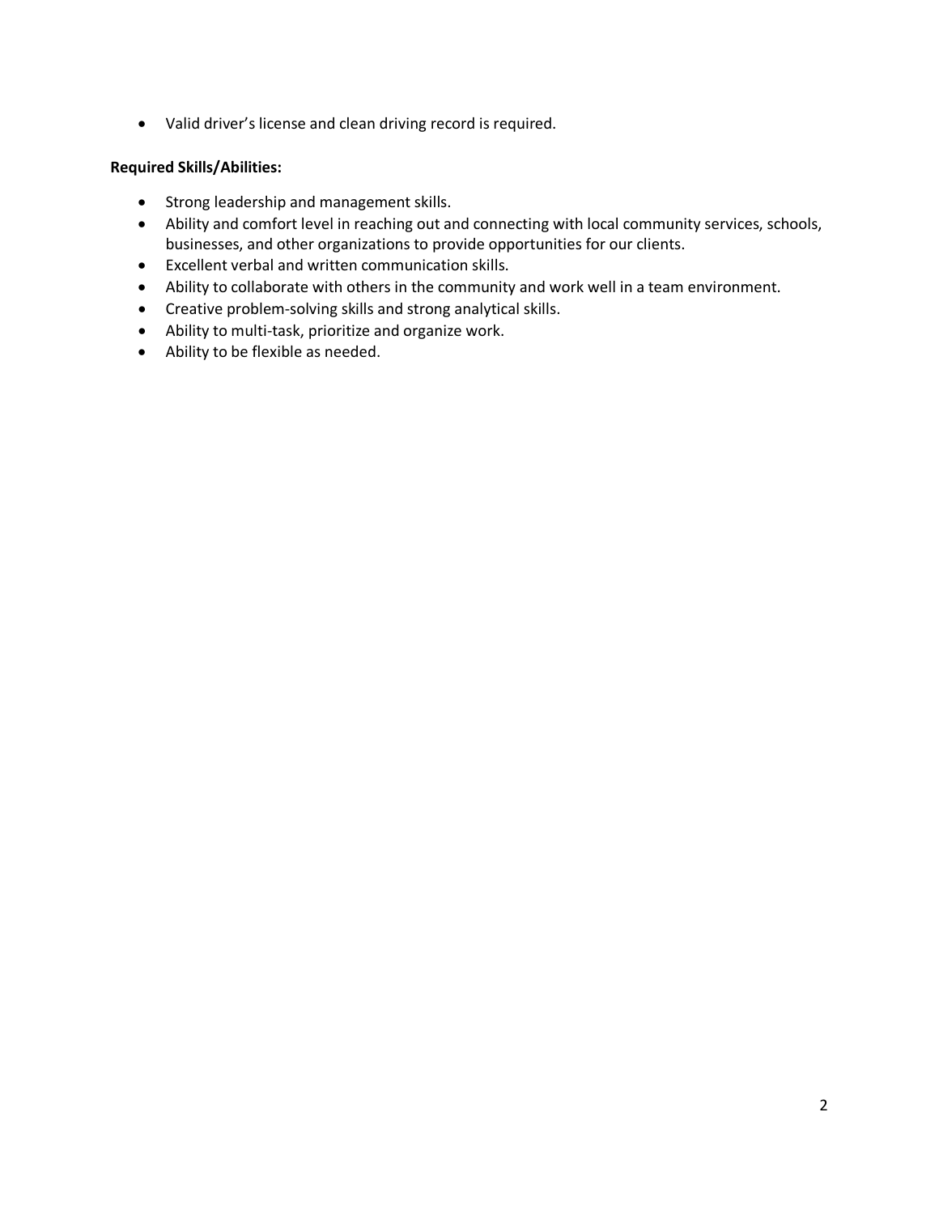- Valid driver's license and clean driving record is required.

**Required Skills/Abilities:**

- Strong leadership and management skills.
- Ability and comfort level in reaching out and connecting with local community services, schools, businesses, and other organizations to provide opportunities for our clients.
- Excellent verbal and written communication skills.
- Ability to collaborate with others in the community and work well in a team environment.
- Creative problem-solving skills and strong analytical skills.
- Ability to multi-task, prioritize and organize work.
- Ability to be flexible as needed.